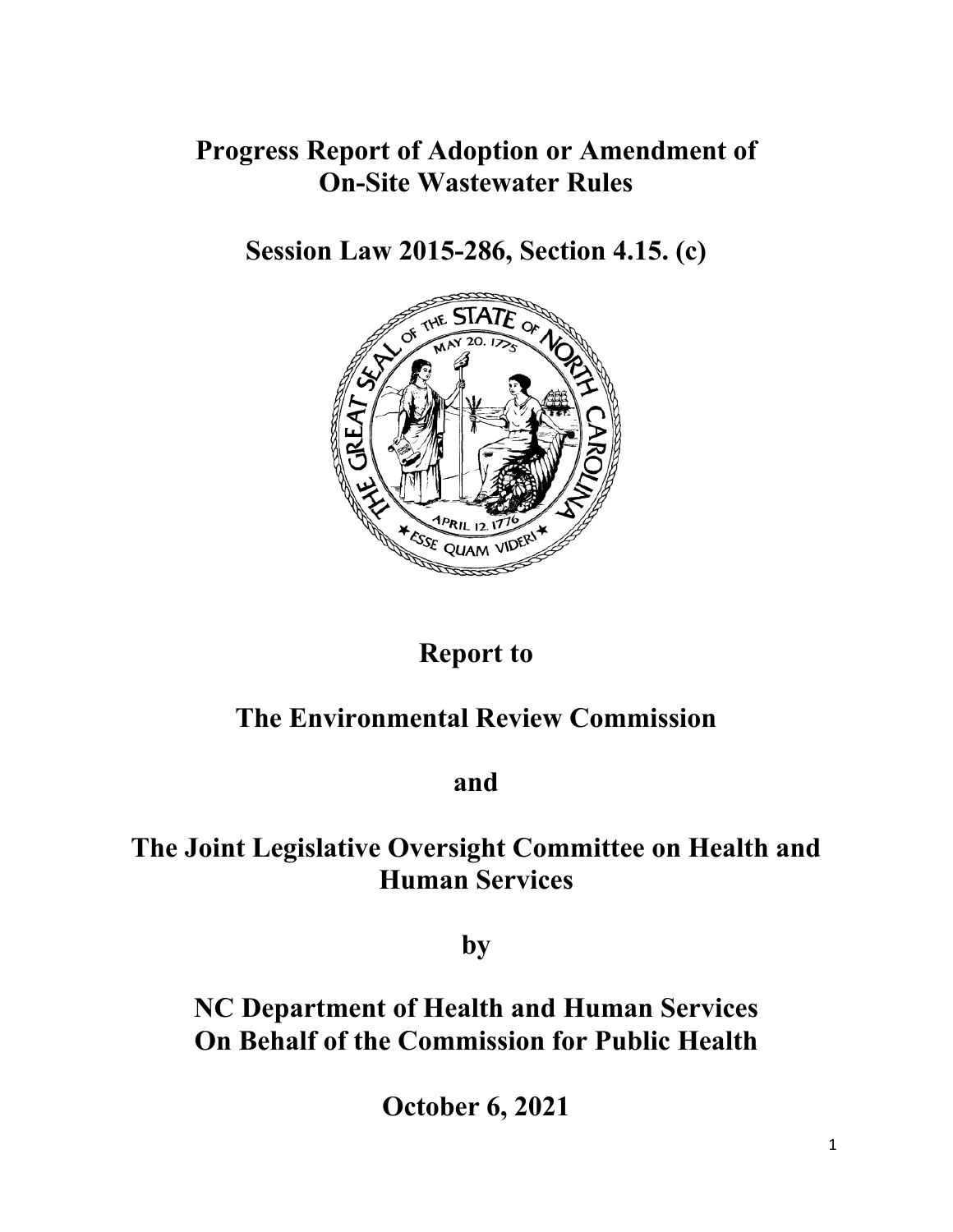# Progress Report of Adoption or Amendment of On-Site Wastewater Rules

## Session Law 2015-286, Section 4.15. (c)

## Report to

## The Environmental Review Commission

## and

## The Joint Legislative Oversight Committee on Health and Human Services

## by

## NC Department of Health and Human Services On Behalf of the Commission for Public Health

## October 6, 2021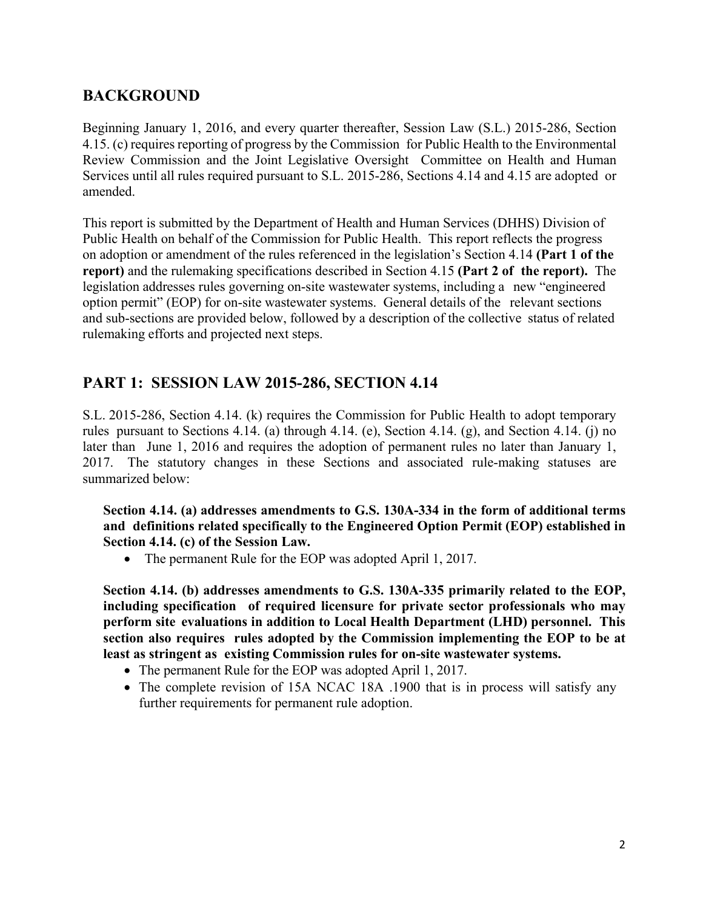## BACKGROUND

Beginning January 1, 2016, and every quarter thereafter, Session Law (S.L.) 2015-286, Section 4.15. (c) requires reporting of progress by the Commission for Public Health to the Environmental Review Commission and the Joint Legislative Oversight Committee on Health and Human Services until all rules required pursuant to S.L. 2015-286, Sections 4.14 and 4.15 are adopted or amended.

This report is submitted by the Department of Health and Human Services (DHHS) Division of Public Health on behalf of the Commission for Public Health. This report reflects the progress on adoption or amendment of the rules referenced in the legislation's Section 4.14 **(Part 1 of the report)** and the rulemaking specifications described in Section 4.15 **(Part 2 of the report).** The legislation addresses rules governing on-site wastewater systems, including a new "engineered option permit" (EOP) for on-site wastewater systems. General details of the relevant sections and sub-sections are provided below, followed by a description of the collective status of related rulemaking efforts and projected next steps.

## PART 1: SESSION LAW 2015-286, SECTION 4.14

S.L. 2015-286, Section 4.14. (k) requires the Commission for Public Health to adopt temporary rules pursuant to Sections 4.14. (a) through 4.14. (e), Section 4.14. (g), and Section 4.14. (j) no later than June 1, 2016 and requires the adoption of permanent rules no later than January 1, 2017. The statutory changes in these Sections and associated rule-making statuses are summarized below:

**Section 4.14. (a) addresses amendments to G.S. 130A-334 in the form of additional terms and definitions related specifically to the Engineered Option Permit (EOP) established in Section 4.14. (c) of the Session Law.**

- The permanent Rule for the EOP was adopted April 1, 2017.

**Section 4.14. (b) addresses amendments to G.S. 130A-335 primarily related to the EOP, including specification of required licensure for private sector professionals who may perform site evaluations in addition to Local Health Department (LHD) personnel. This section also requires rules adopted by the Commission implementing the EOP to be at least as stringent as existing Commission rules for on-site wastewater systems.**

- The permanent Rule for the EOP was adopted April 1, 2017.
- The complete revision of 15A NCAC 18A .1900 that is in process will satisfy any further requirements for permanent rule adoption.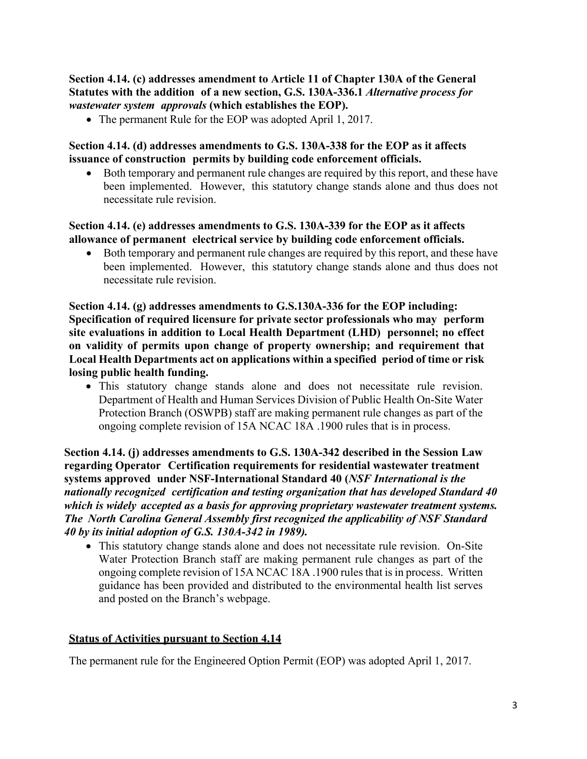**Section 4.14. (c) addresses amendment to Article 11 of Chapter 130A of the General Statutes with the addition of a new section, G.S. 130A-336.1 *Alternative process for wastewater system approvals* (which establishes the EOP).**

- The permanent Rule for the EOP was adopted April 1, 2017.

**Section 4.14. (d) addresses amendments to G.S. 130A-338 for the EOP as it affects issuance of construction permits by building code enforcement officials.**

- Both temporary and permanent rule changes are required by this report, and these have been implemented. However, this statutory change stands alone and thus does not necessitate rule revision.

**Section 4.14. (e) addresses amendments to G.S. 130A-339 for the EOP as it affects allowance of permanent electrical service by building code enforcement officials.**

- Both temporary and permanent rule changes are required by this report, and these have been implemented. However, this statutory change stands alone and thus does not necessitate rule revision.

**Section 4.14. (g) addresses amendments to G.S.130A-336 for the EOP including: Specification of required licensure for private sector professionals who may perform site evaluations in addition to Local Health Department (LHD) personnel; no effect on validity of permits upon change of property ownership; and requirement that Local Health Departments act on applications within a specified period of time or risk losing public health funding.**

- This statutory change stands alone and does not necessitate rule revision. Department of Health and Human Services Division of Public Health On-Site Water Protection Branch (OSWPB) staff are making permanent rule changes as part of the ongoing complete revision of 15A NCAC 18A .1900 rules that is in process.

**Section 4.14. (j) addresses amendments to G.S. 130A-342 described in the Session Law regarding Operator Certification requirements for residential wastewater treatment systems approved under NSF-International Standard 40 (*NSF International is the nationally recognized certification and testing organization that has developed Standard 40 which is widely accepted as a basis for approving proprietary wastewater treatment systems. The North Carolina General Assembly first recognized the applicability of NSF Standard 40 by its initial adoption of G.S. 130A-342 in 1989).***

- This statutory change stands alone and does not necessitate rule revision. On-Site Water Protection Branch staff are making permanent rule changes as part of the ongoing complete revision of 15A NCAC 18A .1900 rules that is in process. Written guidance has been provided and distributed to the environmental health list serves and posted on the Branch's webpage.

**Status of Activities pursuant to Section 4.14**

The permanent rule for the Engineered Option Permit (EOP) was adopted April 1, 2017.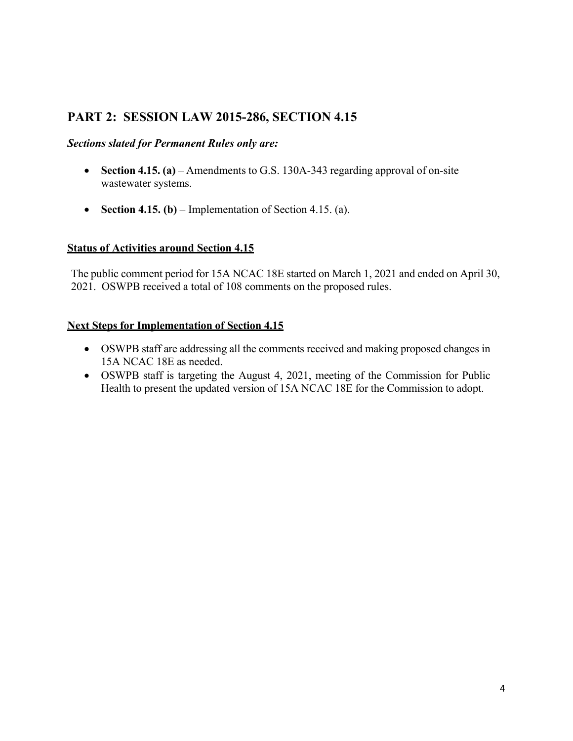## PART 2: SESSION LAW 2015-286, SECTION 4.15

***Sections slated for Permanent Rules only are:***

- **Section 4.15. (a)** – Amendments to G.S. 130A-343 regarding approval of on-site wastewater systems.
- **Section 4.15. (b)** – Implementation of Section 4.15. (a).

**Status of Activities around Section 4.15**

The public comment period for 15A NCAC 18E started on March 1, 2021 and ended on April 30, 2021. OSWPB received a total of 108 comments on the proposed rules.

**Next Steps for Implementation of Section 4.15**

- OSWPB staff are addressing all the comments received and making proposed changes in 15A NCAC 18E as needed.
- OSWPB staff is targeting the August 4, 2021, meeting of the Commission for Public Health to present the updated version of 15A NCAC 18E for the Commission to adopt.